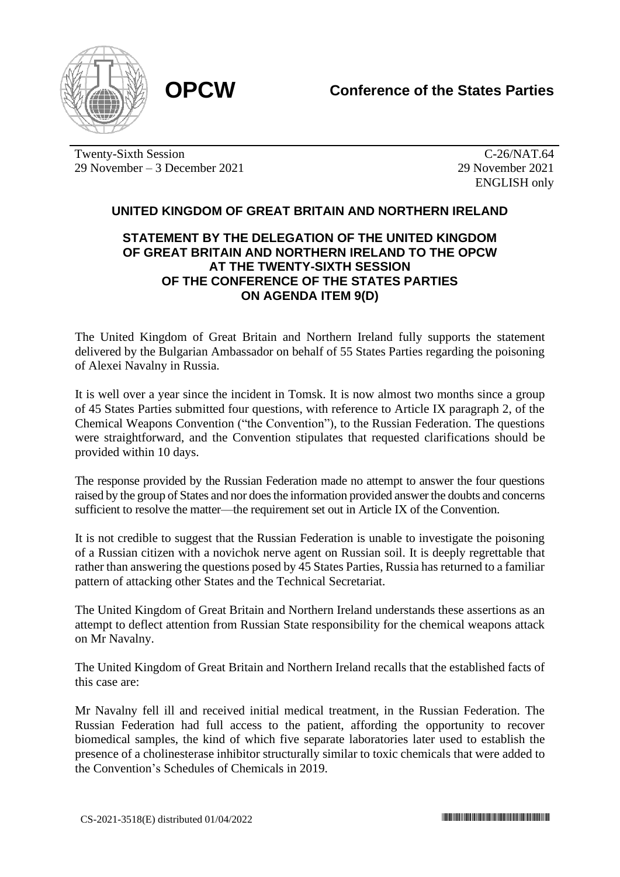**OPCW** | **Conference of the States Parties**

Twenty-Sixth Session
29 November – 3 December 2021

C-26/NAT.64
29 November 2021
ENGLISH only

## UNITED KINGDOM OF GREAT BRITAIN AND NORTHERN IRELAND

### STATEMENT BY THE DELEGATION OF THE UNITED KINGDOM OF GREAT BRITAIN AND NORTHERN IRELAND TO THE OPCW AT THE TWENTY-SIXTH SESSION OF THE CONFERENCE OF THE STATES PARTIES ON AGENDA ITEM 9(D)

The United Kingdom of Great Britain and Northern Ireland fully supports the statement delivered by the Bulgarian Ambassador on behalf of 55 States Parties regarding the poisoning of Alexei Navalny in Russia.

It is well over a year since the incident in Tomsk. It is now almost two months since a group of 45 States Parties submitted four questions, with reference to Article IX paragraph 2, of the Chemical Weapons Convention ("the Convention"), to the Russian Federation. The questions were straightforward, and the Convention stipulates that requested clarifications should be provided within 10 days.

The response provided by the Russian Federation made no attempt to answer the four questions raised by the group of States and nor does the information provided answer the doubts and concerns sufficient to resolve the matter—the requirement set out in Article IX of the Convention.

It is not credible to suggest that the Russian Federation is unable to investigate the poisoning of a Russian citizen with a novichok nerve agent on Russian soil. It is deeply regrettable that rather than answering the questions posed by 45 States Parties, Russia has returned to a familiar pattern of attacking other States and the Technical Secretariat.

The United Kingdom of Great Britain and Northern Ireland understands these assertions as an attempt to deflect attention from Russian State responsibility for the chemical weapons attack on Mr Navalny.

The United Kingdom of Great Britain and Northern Ireland recalls that the established facts of this case are:

Mr Navalny fell ill and received initial medical treatment, in the Russian Federation. The Russian Federation had full access to the patient, affording the opportunity to recover biomedical samples, the kind of which five separate laboratories later used to establish the presence of a cholinesterase inhibitor structurally similar to toxic chemicals that were added to the Convention's Schedules of Chemicals in 2019.

CS-2021-3518(E) distributed 01/04/2022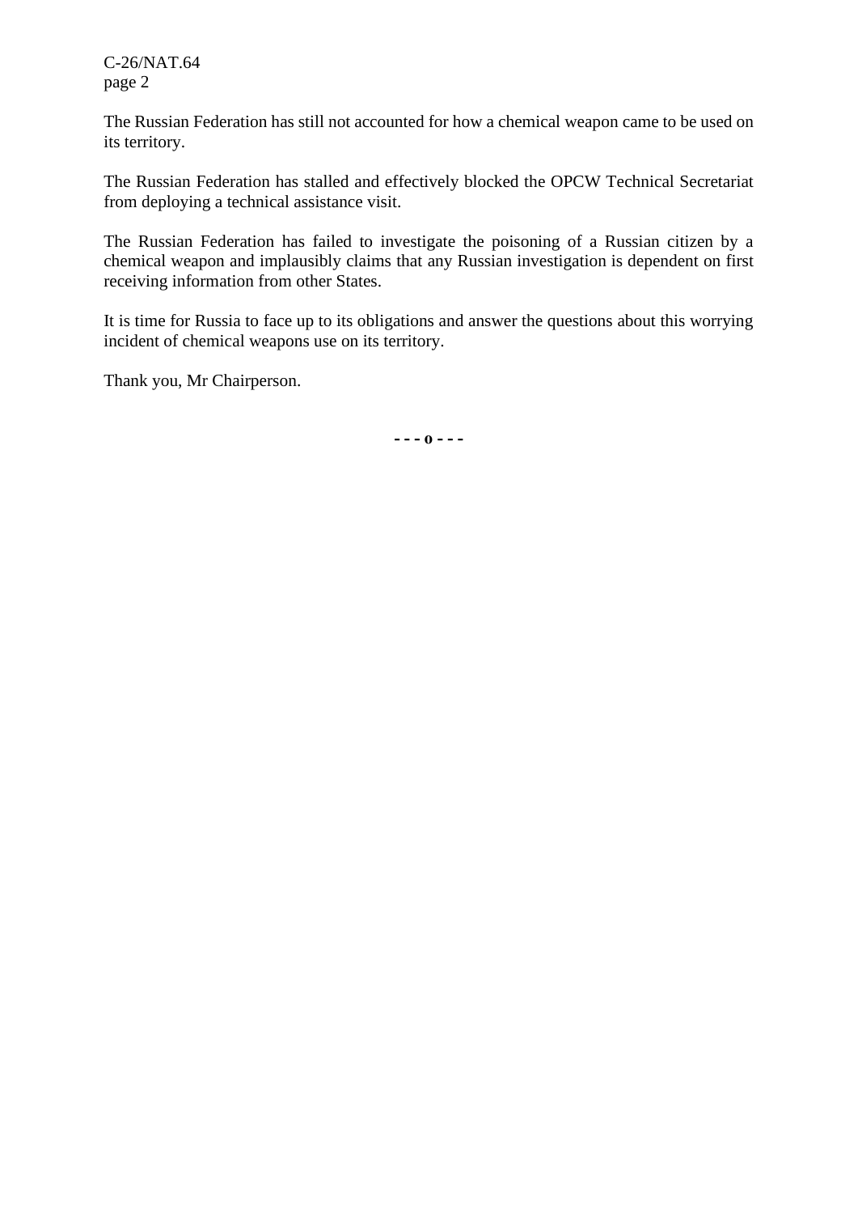The Russian Federation has still not accounted for how a chemical weapon came to be used on its territory.

The Russian Federation has stalled and effectively blocked the OPCW Technical Secretariat from deploying a technical assistance visit.

The Russian Federation has failed to investigate the poisoning of a Russian citizen by a chemical weapon and implausibly claims that any Russian investigation is dependent on first receiving information from other States.

It is time for Russia to face up to its obligations and answer the questions about this worrying incident of chemical weapons use on its territory.

Thank you, Mr Chairperson.

**- - - o - - -**